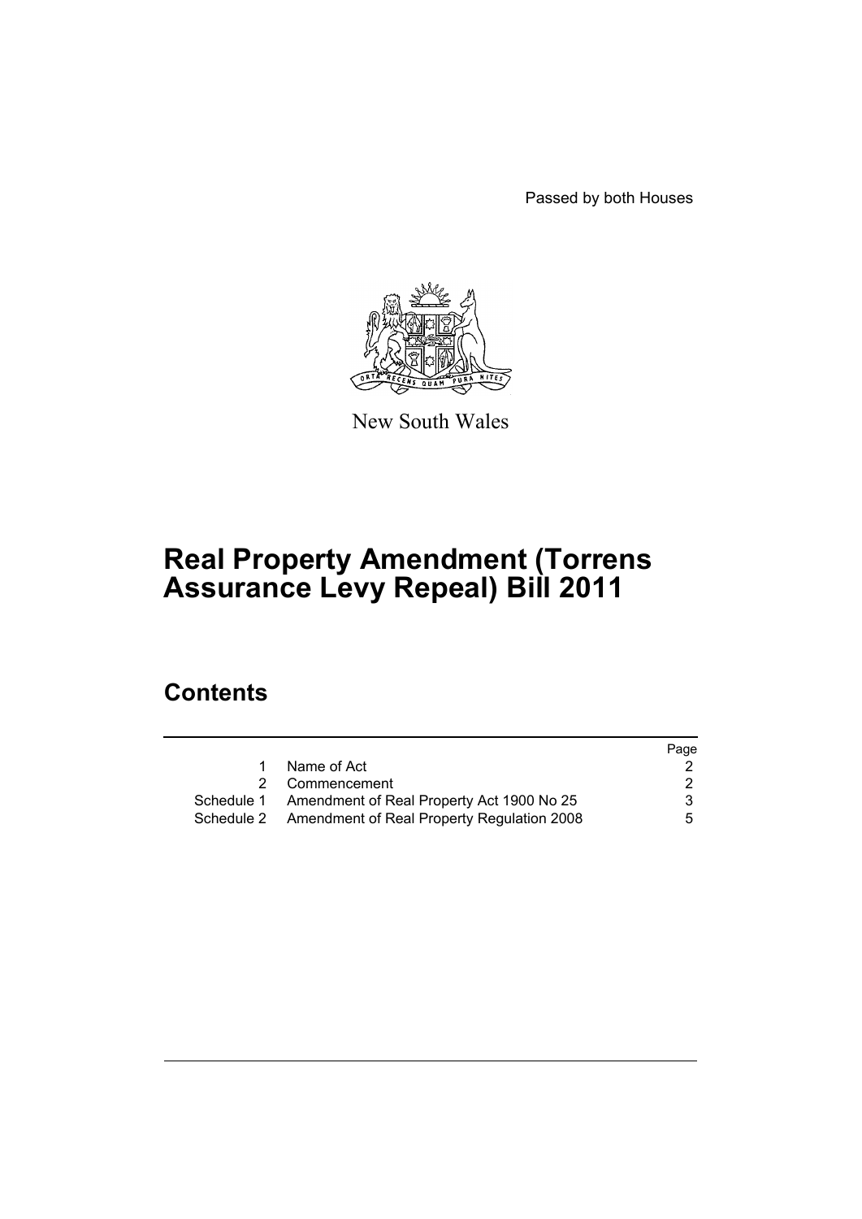Passed by both Houses

New South Wales

# Real Property Amendment (Torrens Assurance Levy Repeal) Bill 2011

## Contents

| | | Page |
|---|---|---|
| 1 | Name of Act | 2 |
| 2 | Commencement | 2 |
| Schedule 1 | Amendment of Real Property Act 1900 No 25 | 3 |
| Schedule 2 | Amendment of Real Property Regulation 2008 | 5 |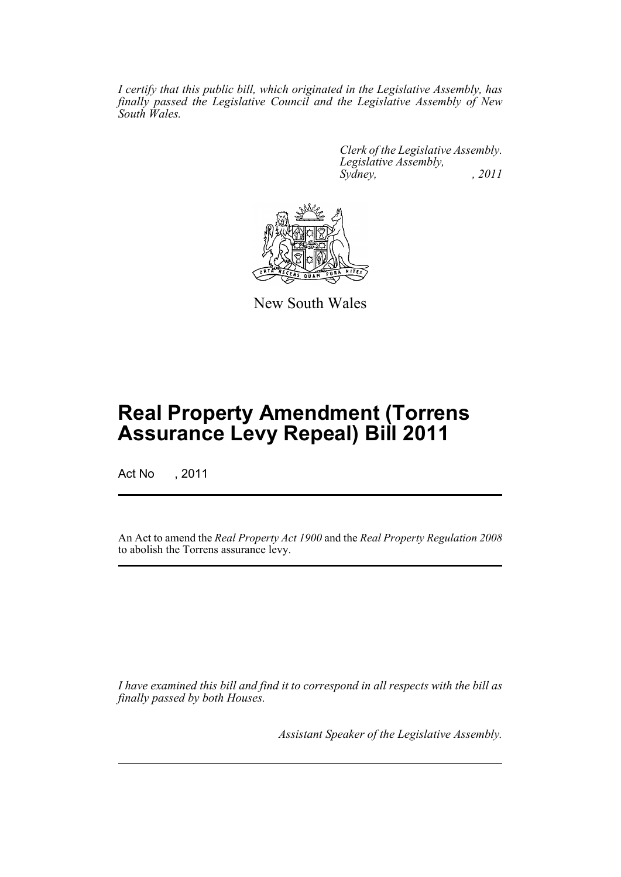*I certify that this public bill, which originated in the Legislative Assembly, has finally passed the Legislative Council and the Legislative Assembly of New South Wales.*

*Clerk of the Legislative Assembly.*
*Legislative Assembly,*
*Sydney, , 2011*

New South Wales

# Real Property Amendment (Torrens Assurance Levy Repeal) Bill 2011

Act No , 2011

An Act to amend the *Real Property Act 1900* and the *Real Property Regulation 2008* to abolish the Torrens assurance levy.

*I have examined this bill and find it to correspond in all respects with the bill as finally passed by both Houses.*

*Assistant Speaker of the Legislative Assembly.*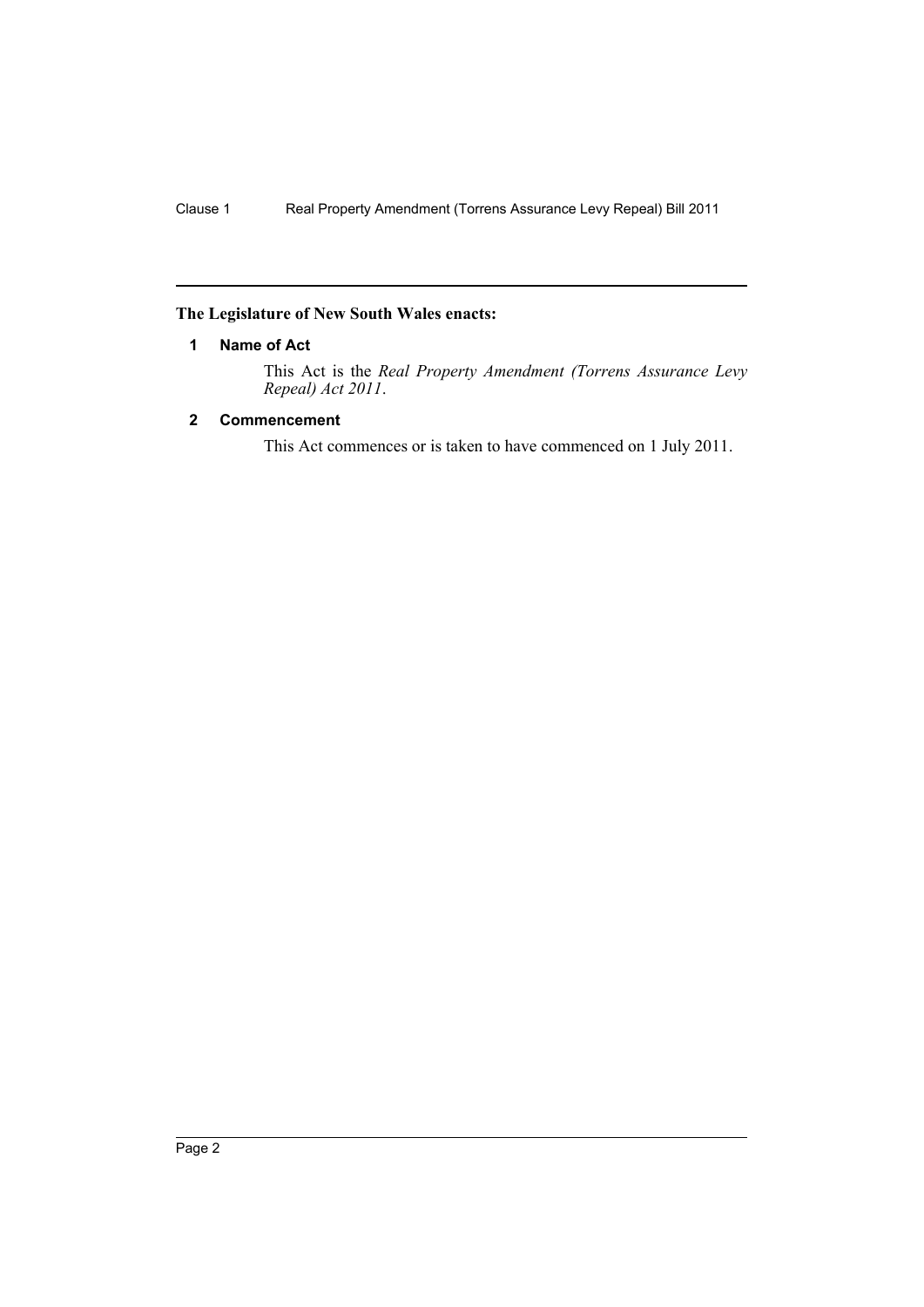**The Legislature of New South Wales enacts:**

### 1 Name of Act

This Act is the *Real Property Amendment (Torrens Assurance Levy Repeal) Act 2011*.

### 2 Commencement

This Act commences or is taken to have commenced on 1 July 2011.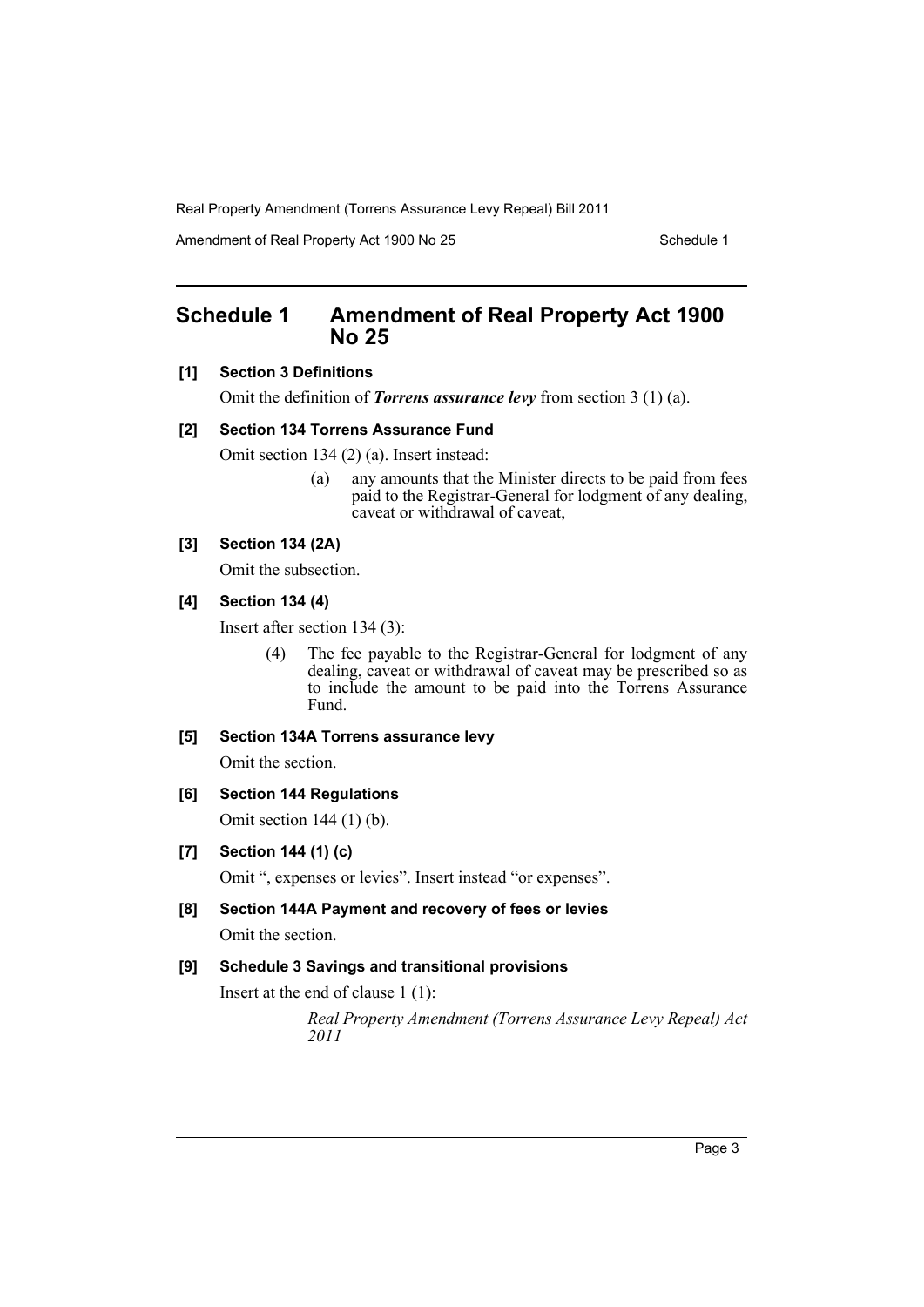# Schedule 1 Amendment of Real Property Act 1900 No 25

**[1] Section 3 Definitions**

Omit the definition of ***Torrens assurance levy*** from section 3 (1) (a).

**[2] Section 134 Torrens Assurance Fund**

Omit section 134 (2) (a). Insert instead:

> (a) any amounts that the Minister directs to be paid from fees paid to the Registrar-General for lodgment of any dealing, caveat or withdrawal of caveat,

**[3] Section 134 (2A)**

Omit the subsection.

**[4] Section 134 (4)**

Insert after section 134 (3):

> (4) The fee payable to the Registrar-General for lodgment of any dealing, caveat or withdrawal of caveat may be prescribed so as to include the amount to be paid into the Torrens Assurance Fund.

**[5] Section 134A Torrens assurance levy**

Omit the section.

**[6] Section 144 Regulations**

Omit section 144 (1) (b).

**[7] Section 144 (1) (c)**

Omit ", expenses or levies". Insert instead "or expenses".

**[8] Section 144A Payment and recovery of fees or levies**

Omit the section.

**[9] Schedule 3 Savings and transitional provisions**

Insert at the end of clause 1 (1):

> *Real Property Amendment (Torrens Assurance Levy Repeal) Act 2011*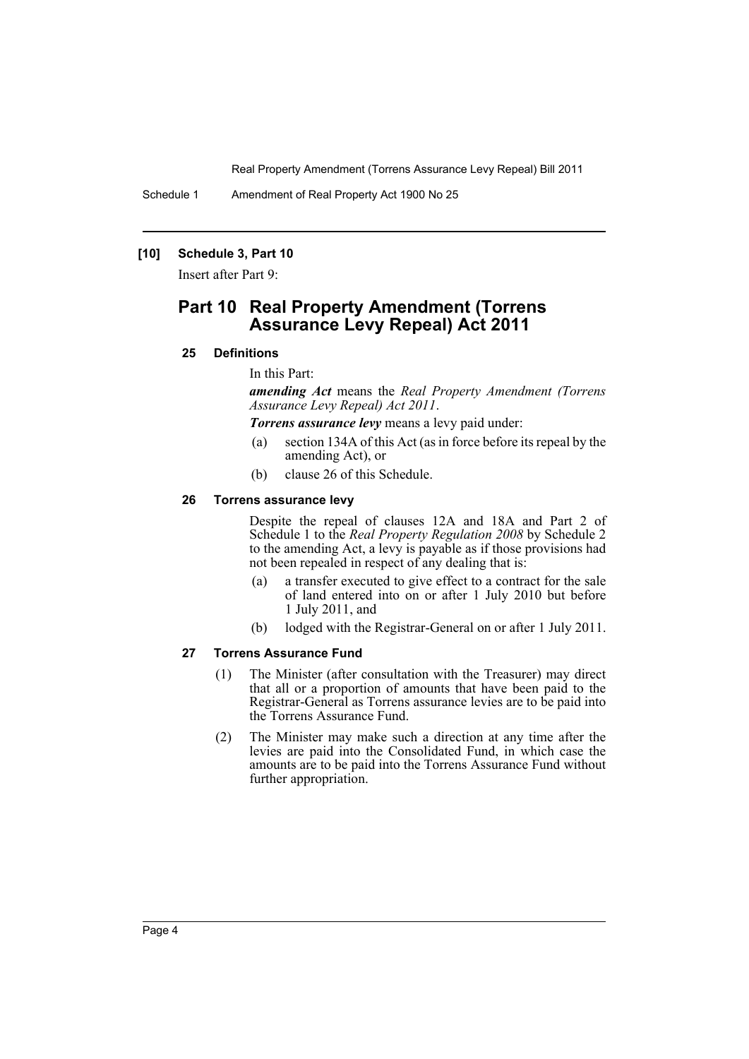**[10] Schedule 3, Part 10**

Insert after Part 9:

## Part 10 Real Property Amendment (Torrens Assurance Levy Repeal) Act 2011

### 25 Definitions

In this Part:

***amending Act*** means the *Real Property Amendment (Torrens Assurance Levy Repeal) Act 2011*.

***Torrens assurance levy*** means a levy paid under:

- (a) section 134A of this Act (as in force before its repeal by the amending Act), or
- (b) clause 26 of this Schedule.

### 26 Torrens assurance levy

Despite the repeal of clauses 12A and 18A and Part 2 of Schedule 1 to the *Real Property Regulation 2008* by Schedule 2 to the amending Act, a levy is payable as if those provisions had not been repealed in respect of any dealing that is:

- (a) a transfer executed to give effect to a contract for the sale of land entered into on or after 1 July 2010 but before 1 July 2011, and
- (b) lodged with the Registrar-General on or after 1 July 2011.

### 27 Torrens Assurance Fund

(1) The Minister (after consultation with the Treasurer) may direct that all or a proportion of amounts that have been paid to the Registrar-General as Torrens assurance levies are to be paid into the Torrens Assurance Fund.

(2) The Minister may make such a direction at any time after the levies are paid into the Consolidated Fund, in which case the amounts are to be paid into the Torrens Assurance Fund without further appropriation.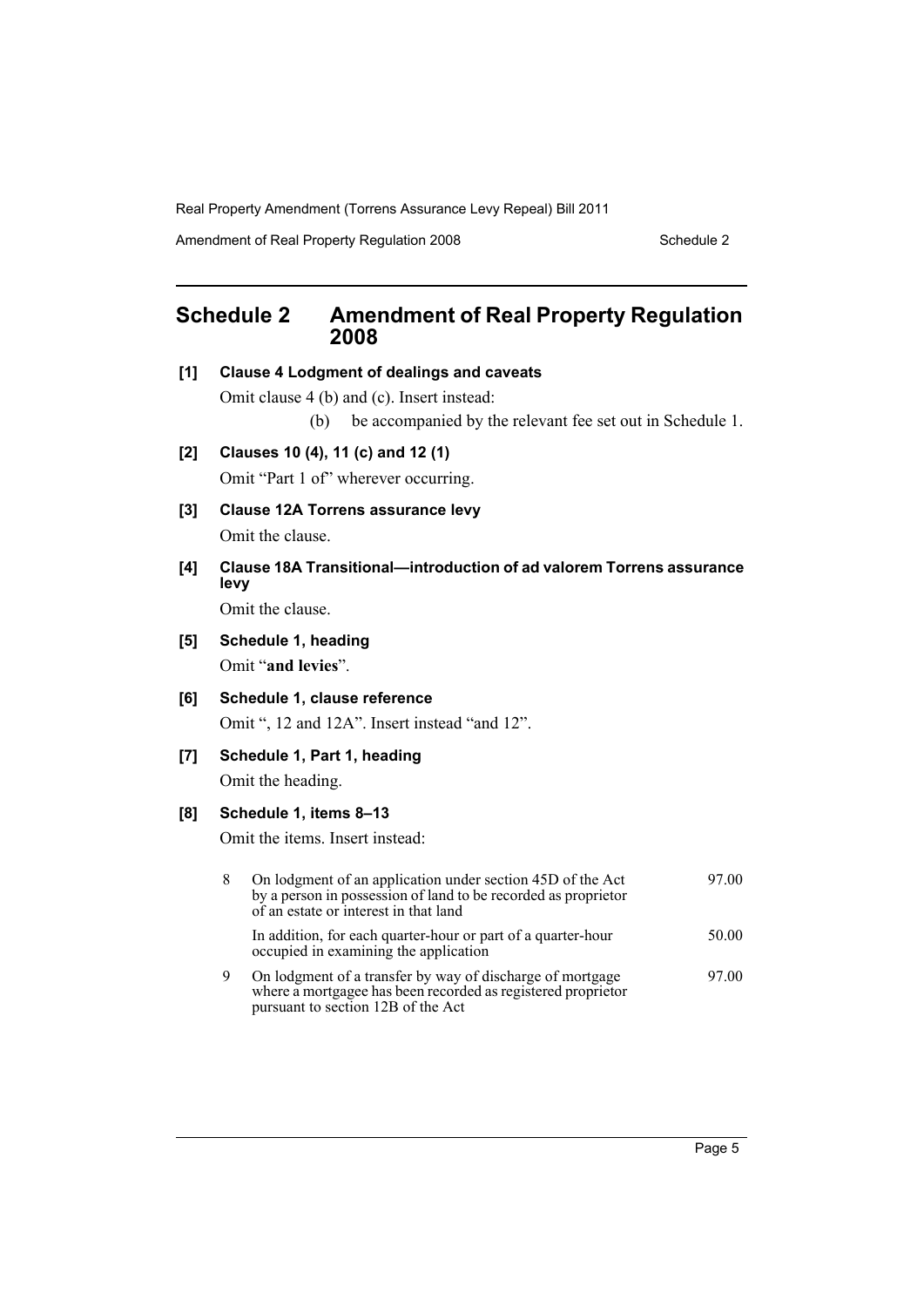## Schedule 2 Amendment of Real Property Regulation 2008

**[1] Clause 4 Lodgment of dealings and caveats**

Omit clause 4 (b) and (c). Insert instead:

(b) be accompanied by the relevant fee set out in Schedule 1.

**[2] Clauses 10 (4), 11 (c) and 12 (1)**

Omit "Part 1 of" wherever occurring.

**[3] Clause 12A Torrens assurance levy**

Omit the clause.

**[4] Clause 18A Transitional—introduction of ad valorem Torrens assurance levy**

Omit the clause.

**[5] Schedule 1, heading**

Omit "**and levies**".

**[6] Schedule 1, clause reference**

Omit ", 12 and 12A". Insert instead "and 12".

**[7] Schedule 1, Part 1, heading**

Omit the heading.

**[8] Schedule 1, items 8–13**

Omit the items. Insert instead:

| | | |
|---|---|---|
| 8 | On lodgment of an application under section 45D of the Act by a person in possession of land to be recorded as proprietor of an estate or interest in that land | 97.00 |
| | In addition, for each quarter-hour or part of a quarter-hour occupied in examining the application | 50.00 |
| 9 | On lodgment of a transfer by way of discharge of mortgage where a mortgagee has been recorded as registered proprietor pursuant to section 12B of the Act | 97.00 |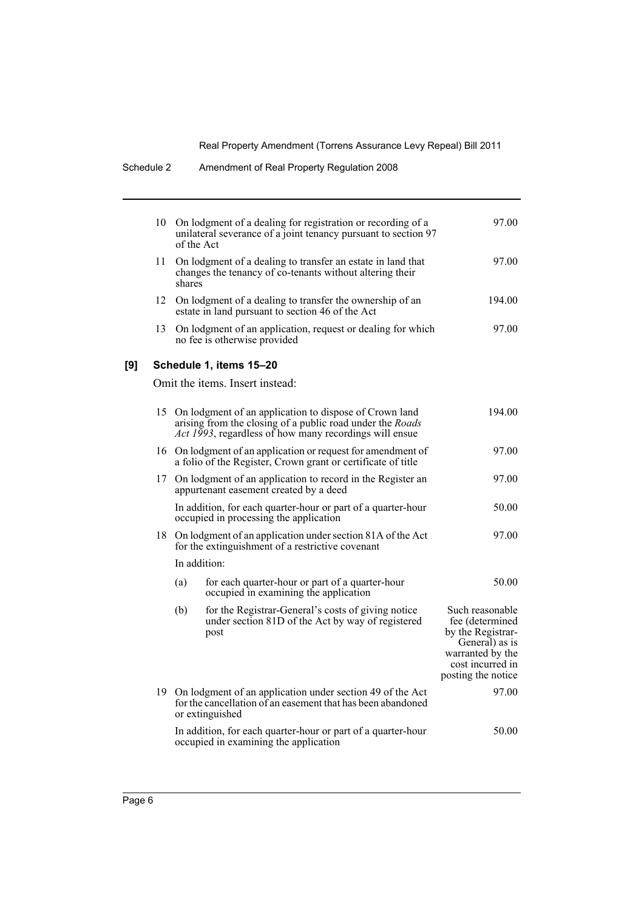| | | |
|---|---|---|
| 10 | On lodgment of a dealing for registration or recording of a unilateral severance of a joint tenancy pursuant to section 97 of the Act | 97.00 |
| 11 | On lodgment of a dealing to transfer an estate in land that changes the tenancy of co-tenants without altering their shares | 97.00 |
| 12 | On lodgment of a dealing to transfer the ownership of an estate in land pursuant to section 46 of the Act | 194.00 |
| 13 | On lodgment of an application, request or dealing for which no fee is otherwise provided | 97.00 |

### [9] Schedule 1, items 15–20

Omit the items. Insert instead:

| | | |
|---|---|---|
| 15 | On lodgment of an application to dispose of Crown land arising from the closing of a public road under the *Roads Act 1993*, regardless of how many recordings will ensue | 194.00 |
| 16 | On lodgment of an application or request for amendment of a folio of the Register, Crown grant or certificate of title | 97.00 |
| 17 | On lodgment of an application to record in the Register an appurtenant easement created by a deed | 97.00 |
| | In addition, for each quarter-hour or part of a quarter-hour occupied in processing the application | 50.00 |
| 18 | On lodgment of an application under section 81A of the Act for the extinguishment of a restrictive covenant | 97.00 |
| | In addition: | |
| | (a) for each quarter-hour or part of a quarter-hour occupied in examining the application | 50.00 |
| | (b) for the Registrar-General's costs of giving notice under section 81D of the Act by way of registered post | Such reasonable fee (determined by the Registrar-General) as is warranted by the cost incurred in posting the notice |
| 19 | On lodgment of an application under section 49 of the Act for the cancellation of an easement that has been abandoned or extinguished | 97.00 |
| | In addition, for each quarter-hour or part of a quarter-hour occupied in examining the application | 50.00 |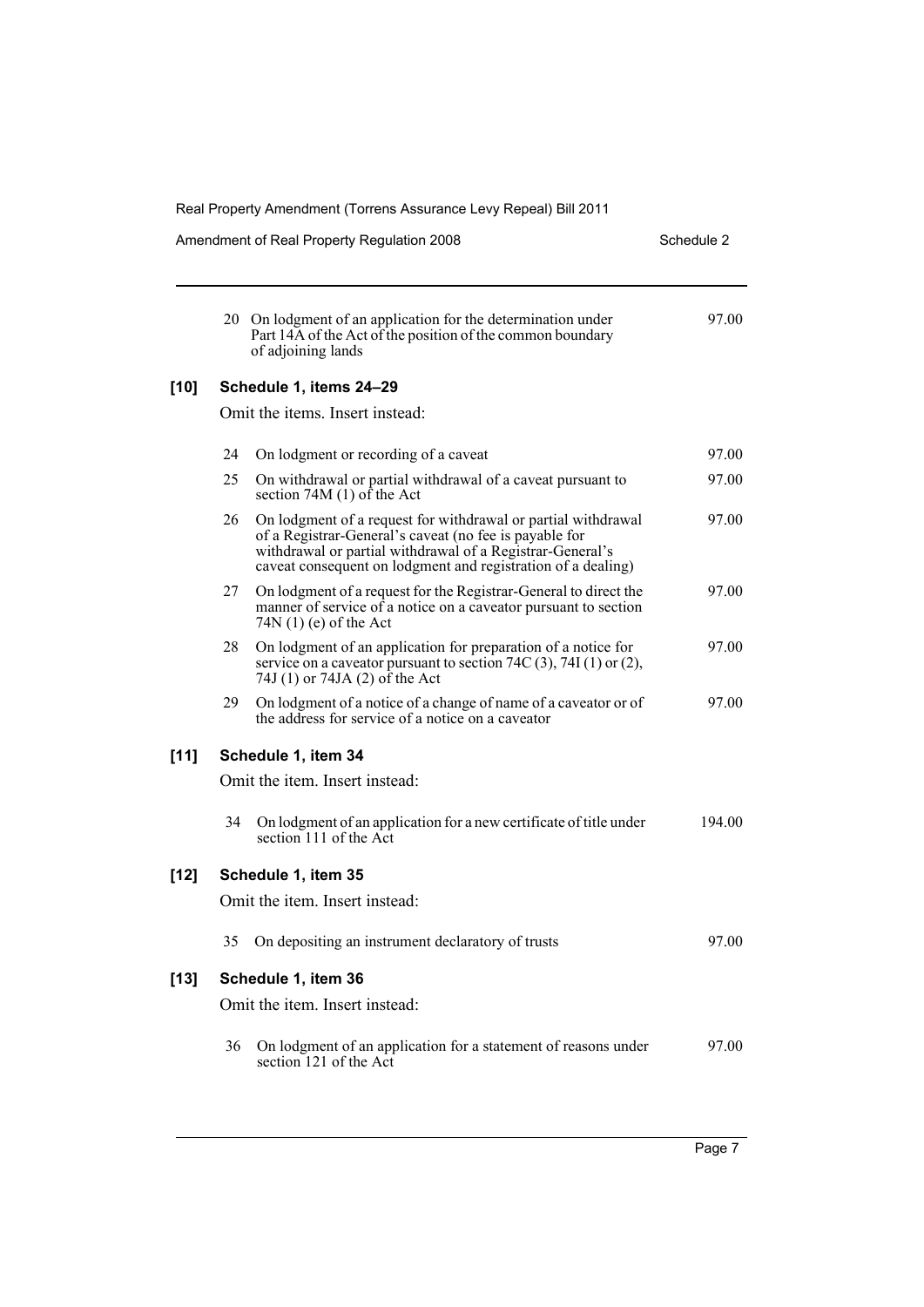| | | |
|---|---|---|
| 20 | On lodgment of an application for the determination under Part 14A of the Act of the position of the common boundary of adjoining lands | 97.00 |

**[10] Schedule 1, items 24–29**

Omit the items. Insert instead:

| | | |
|---|---|---|
| 24 | On lodgment or recording of a caveat | 97.00 |
| 25 | On withdrawal or partial withdrawal of a caveat pursuant to section 74M (1) of the Act | 97.00 |
| 26 | On lodgment of a request for withdrawal or partial withdrawal of a Registrar-General's caveat (no fee is payable for withdrawal or partial withdrawal of a Registrar-General's caveat consequent on lodgment and registration of a dealing) | 97.00 |
| 27 | On lodgment of a request for the Registrar-General to direct the manner of service of a notice on a caveator pursuant to section 74N (1) (e) of the Act | 97.00 |
| 28 | On lodgment of an application for preparation of a notice for service on a caveator pursuant to section 74C (3), 74I (1) or (2), 74J (1) or 74JA (2) of the Act | 97.00 |
| 29 | On lodgment of a notice of a change of name of a caveator or of the address for service of a notice on a caveator | 97.00 |

**[11] Schedule 1, item 34**

Omit the item. Insert instead:

| | | |
|---|---|---|
| 34 | On lodgment of an application for a new certificate of title under section 111 of the Act | 194.00 |

**[12] Schedule 1, item 35**

Omit the item. Insert instead:

| | | |
|---|---|---|
| 35 | On depositing an instrument declaratory of trusts | 97.00 |

**[13] Schedule 1, item 36**

Omit the item. Insert instead:

| | | |
|---|---|---|
| 36 | On lodgment of an application for a statement of reasons under section 121 of the Act | 97.00 |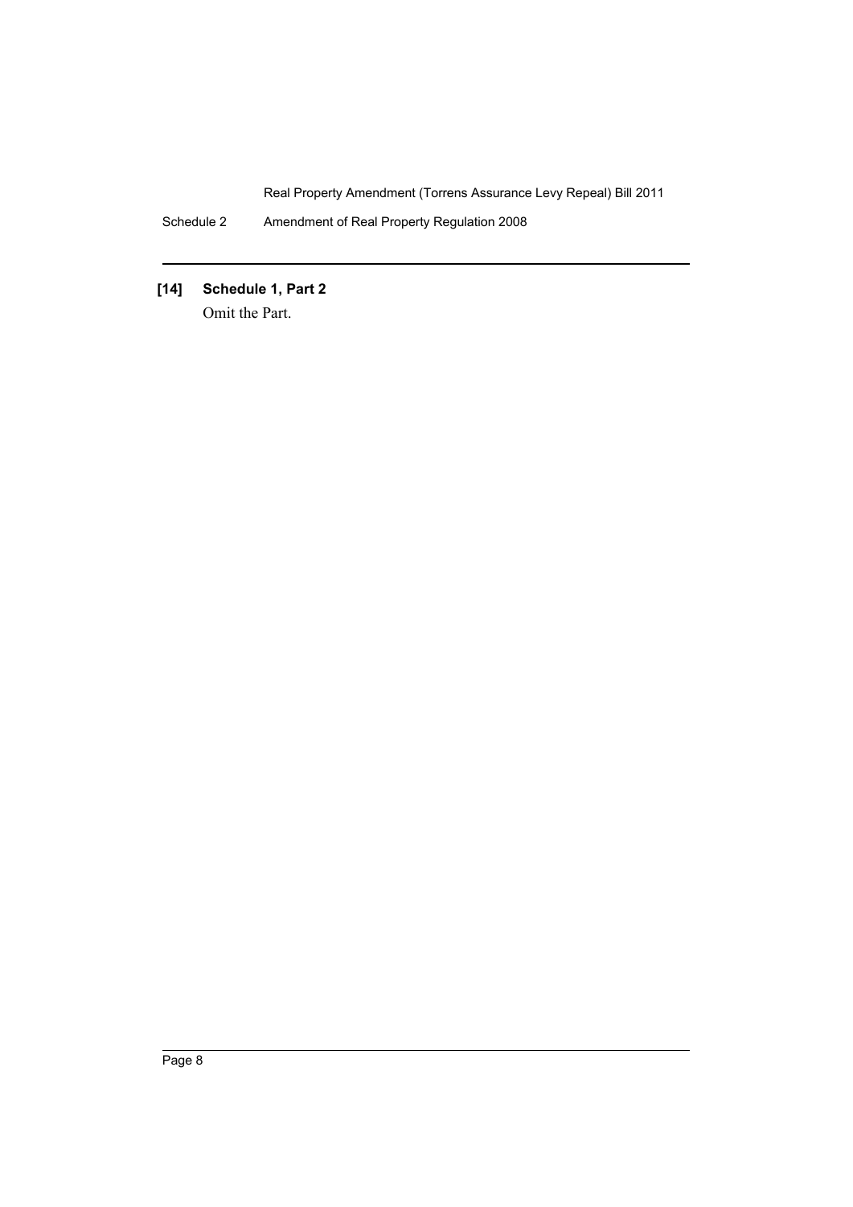**[14] Schedule 1, Part 2**

Omit the Part.